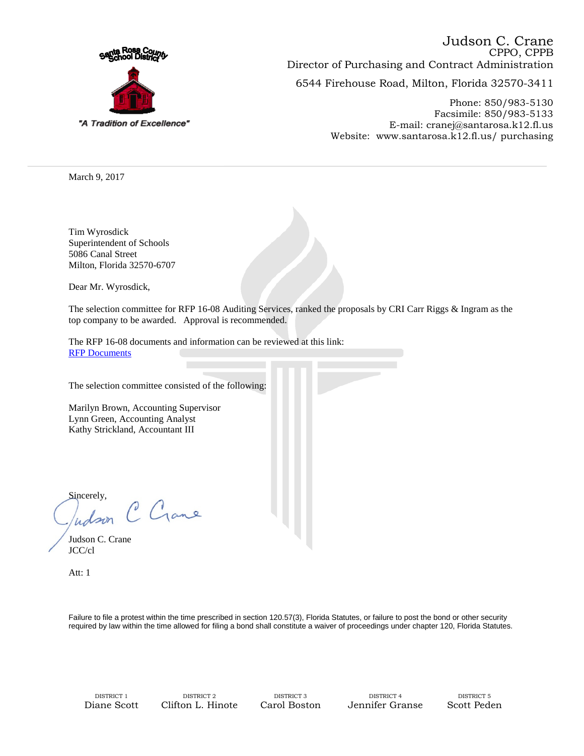Santa Rosa County School District

"A Tradition of Excellence"

Judson C. Crane
CPPO, CPPB
Director of Purchasing and Contract Administration

6544 Firehouse Road, Milton, Florida 32570-3411

Phone: 850/983-5130
Facsimile: 850/983-5133
E-mail: cranej@santarosa.k12.fl.us
Website: www.santarosa.k12.fl.us/ purchasing

---

March 9, 2017

Tim Wyrosdick
Superintendent of Schools
5086 Canal Street
Milton, Florida 32570-6707

Dear Mr. Wyrosdick,

The selection committee for RFP 16-08 Auditing Services, ranked the proposals by CRI Carr Riggs & Ingram as the top company to be awarded. Approval is recommended.

The RFP 16-08 documents and information can be reviewed at this link:
RFP Documents

The selection committee consisted of the following:

Marilyn Brown, Accounting Supervisor
Lynn Green, Accounting Analyst
Kathy Strickland, Accountant III

Sincerely,

Judson C. Crane
JCC/cl

Att: 1

Failure to file a protest within the time prescribed in section 120.57(3), Florida Statutes, or failure to post the bond or other security required by law within the time allowed for filing a bond shall constitute a waiver of proceedings under chapter 120, Florida Statutes.

| DISTRICT 1 | DISTRICT 2 | DISTRICT 3 | DISTRICT 4 | DISTRICT 5 |
|---|---|---|---|---|
| Diane Scott | Clifton L. Hinote | Carol Boston | Jennifer Granse | Scott Peden |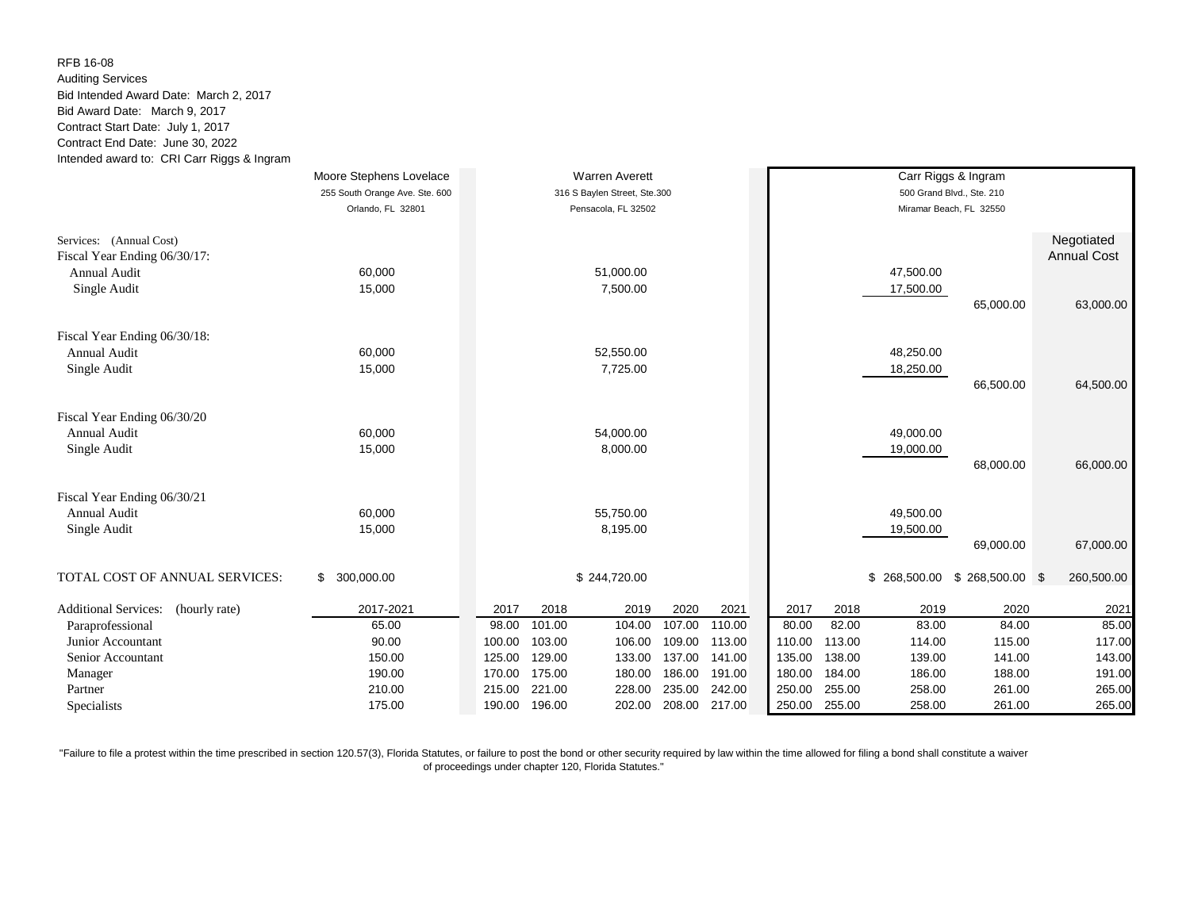RFB 16-08
Auditing Services
Bid Intended Award Date: March 2, 2017
Bid Award Date: March 9, 2017
Contract Start Date: July 1, 2017
Contract End Date: June 30, 2022
Intended award to: CRI Carr Riggs & Ingram

| | Moore Stephens Lovelace<br>255 South Orange Ave. Ste. 600<br>Orlando, FL 32801 | | | Warren Averett<br>316 S Baylen Street, Ste.300<br>Pensacola, FL 32502 | | | | | Carr Riggs & Ingram<br>500 Grand Blvd., Ste. 210<br>Miramar Beach, FL 32550 | | |
|---|---|---|---|---|---|---|---|---|---|---|---|
| Services: (Annual Cost) | | | | | | | | | | | Negotiated Annual Cost |
| Fiscal Year Ending 06/30/17: | | | | | | | | | | | |
| Annual Audit | 60,000 | | | 51,000.00 | | | | | 47,500.00 | | |
| Single Audit | 15,000 | | | 7,500.00 | | | | | 17,500.00 | | |
| | | | | | | | | | | 65,000.00 | 63,000.00 |
| Fiscal Year Ending 06/30/18: | | | | | | | | | | | |
| Annual Audit | 60,000 | | | 52,550.00 | | | | | 48,250.00 | | |
| Single Audit | 15,000 | | | 7,725.00 | | | | | 18,250.00 | | |
| | | | | | | | | | | 66,500.00 | 64,500.00 |
| Fiscal Year Ending 06/30/20 | | | | | | | | | | | |
| Annual Audit | 60,000 | | | 54,000.00 | | | | | 49,000.00 | | |
| Single Audit | 15,000 | | | 8,000.00 | | | | | 19,000.00 | | |
| | | | | | | | | | | 68,000.00 | 66,000.00 |
| Fiscal Year Ending 06/30/21 | | | | | | | | | | | |
| Annual Audit | 60,000 | | | 55,750.00 | | | | | 49,500.00 | | |
| Single Audit | 15,000 | | | 8,195.00 | | | | | 19,500.00 | | |
| | | | | | | | | | | 69,000.00 | 67,000.00 |
| TOTAL COST OF ANNUAL SERVICES: | $ 300,000.00 | | | $ 244,720.00 | | | | | $ 268,500.00 | $ 268,500.00 | $ 260,500.00 |
| Additional Services: (hourly rate) | 2017-2021 | 2017 | 2018 | 2019 | 2020 | 2021 | 2017 | 2018 | 2019 | 2020 | 2021 |
| Paraprofessional | 65.00 | 98.00 | 101.00 | 104.00 | 107.00 | 110.00 | 80.00 | 82.00 | 83.00 | 84.00 | 85.00 |
| Junior Accountant | 90.00 | 100.00 | 103.00 | 106.00 | 109.00 | 113.00 | 110.00 | 113.00 | 114.00 | 115.00 | 117.00 |
| Senior Accountant | 150.00 | 125.00 | 129.00 | 133.00 | 137.00 | 141.00 | 135.00 | 138.00 | 139.00 | 141.00 | 143.00 |
| Manager | 190.00 | 170.00 | 175.00 | 180.00 | 186.00 | 191.00 | 180.00 | 184.00 | 186.00 | 188.00 | 191.00 |
| Partner | 210.00 | 215.00 | 221.00 | 228.00 | 235.00 | 242.00 | 250.00 | 255.00 | 258.00 | 261.00 | 265.00 |
| Specialists | 175.00 | 190.00 | 196.00 | 202.00 | 208.00 | 217.00 | 250.00 | 255.00 | 258.00 | 261.00 | 265.00 |

"Failure to file a protest within the time prescribed in section 120.57(3), Florida Statutes, or failure to post the bond or other security required by law within the time allowed for filing a bond shall constitute a waiver of proceedings under chapter 120, Florida Statutes."